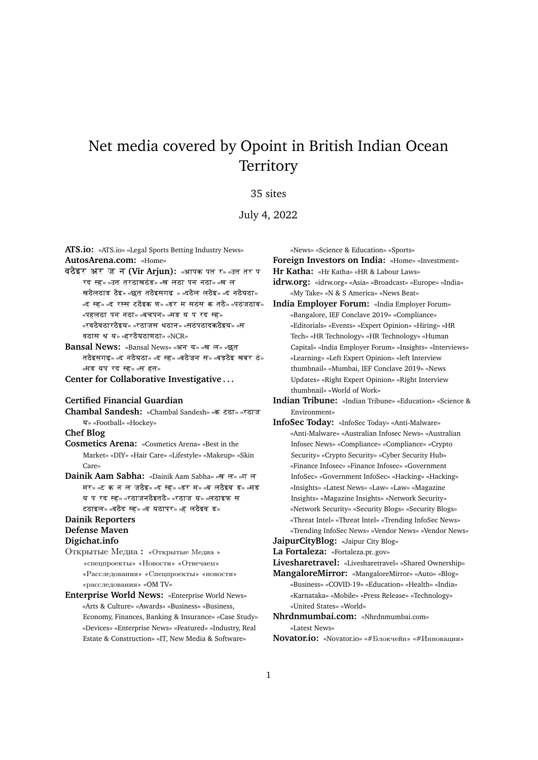# Net media covered by Opoint in British Indian Ocean Territory

35 sites

July 4, 2022

**ATS.io:** «ATS.io» «Legal Sports Betting Industry News»

**AutosArena.com:** «Home»

**वठैइर अर ज न (Vir Arjun):** «आपक पत र» «उत तर प रद स्ह» «उत तरठाखठंड» «ख लठा पन नठा» «ख ल खठैलठाड ठैइ» «छत तठैइसगढ » «दठैल लठैइ» «द नठैयठा» «द स्ह» «द रस्स टठैइक ण» «डर म सठंस क तठै» «पठंजठाब» «पहलठा पन नठा» «बचपन» «मड य प रद स्ह» «रवठैवठारठैइय» «रठाजस थठान» «सठंपठादकठैइय» «स वठास थ य» «हरठैयठाणठा» «NCR»

**Bansal News:** «Bansal News» «अन य» «ख ल» «छत तठैइसगढ» «द नठैयठा» «द स्ह» «बठैजन स» «बड़ठैइ खबर ठं» «मड यप रद स्ह» «स हत»

**Center for Collaborative Investigative . . .**

**Certified Financial Guardian**

**Chambal Sandesh:** «Chambal Sandesh» «क टठा» «रठाज य» «Football» «Hockey»

**Chef Blog**

**Cosmetics Arena:** «Cosmetics Arena» «Best in the Market» «DIY» «Hair Care» «Lifestyle» «Makeup» «Skin Care»

**Dainik Aam Sabha:** «Dainik Aam Sabha» «ख ल» «ग ल मर» «ट क न ल जठैइ» «द स्ह» «डर म» «ब लठैइव ड» «मड य प रद स्ह» «रठाजनठैइतठै» «रठाज य» «लठाइफ स टठाइल» «वठैद स्ह» «व यठापर» «ह लठैइव ड»

**Dainik Reporters**

**Defense Maven**

**Digichat.info**

**Открытые Медиа :** «Открытые Медиа » «спецпроекты» «Новости» «Отвечаем» «Расследования» «Спецпроекты» «новости» «расследования» «OM TV»

**Enterprise World News:** «Enterprise World News» «Arts & Culture» «Awards» «Business» «Business, Economy, Finances, Banking & Insurance» «Case Study» «Devices» «Enterprise News» «Featured» «Industry, Real Estate & Construction» «IT, New Media & Software» «News» «Science & Education» «Sports»

**Foreign Investors on India:** «Home» «Investment»

**Hr Katha:** «Hr Katha» «HR & Labour Laws»

**idrw.org:** «idrw.org» «Asia» «Broadcast» «Europe» «India» «My Take» «N & S America» «News Beat»

**India Employer Forum:** «India Employer Forum» «Bangalore, IEF Conclave 2019» «Compliance» «Editorials» «Events» «Expert Opinion» «Hiring» «HR Tech» «HR Technology» «HR Technology» «Human Capital» «India Employer Forum» «Insights» «Interviews» «Learning» «Left Expert Opinion» «left Interview thumbnail» «Mumbai, IEF Conclave 2019» «News Updates» «Right Expert Opinion» «Right Interview thumbnail» «World of Work»

**Indian Tribune:** «Indian Tribune» «Education» «Science & Environment»

**InfoSec Today:** «InfoSec Today» «Anti-Malware» «Anti-Malware» «Australian Infosec News» «Australian Infosec News» «Compliance» «Compliance» «Crypto Security» «Crypto Security» «Cyber Security Hub» «Finance Infosec» «Finance Infosec» «Government InfoSec» «Government InfoSec» «Hacking» «Hacking» «Insights» «Latest News» «Law» «Law» «Magazine Insights» «Magazine Insights» «Network Security» «Network Security» «Security Blogs» «Security Blogs» «Threat Intel» «Threat Intel» «Trending InfoSec News» «Trending InfoSec News» «Vendor News» «Vendor News»

**JaipurCityBlog:** «Jaipur City Blog»

**La Fortaleza:** «Fortaleza.pr..gov»

**Livesharetravel:** «Livesharetravel» «Shared Ownership»

**MangaloreMirror:** «MangaloreMirror» «Auto» «Blog» «Business» «COVID-19» «Education» «Health» «India» «Karnataka» «Mobile» «Press Release» «Technology» «United States» «World»

**Nhrdnmumbai.com:** «Nhrdnmumbai.com» «Latest News»

**Novator.io:** «Novator.io» «#Блокчейн» «#Инновации»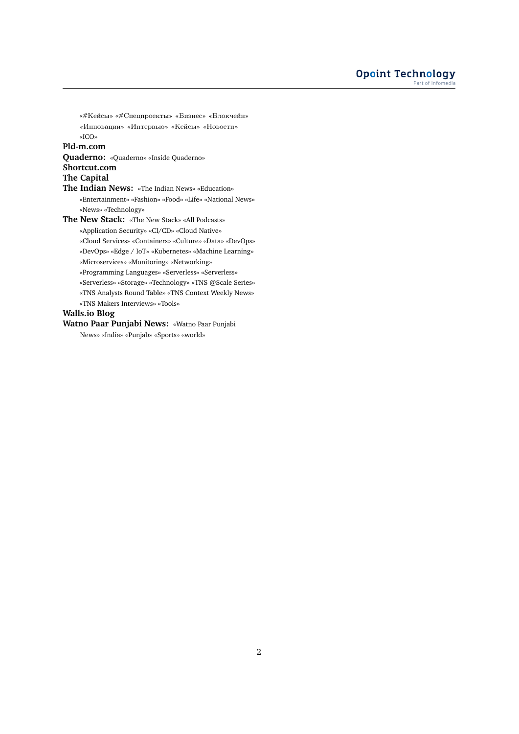«#Кейсы» «#Спецпроекты» «Бизнес» «Блокчейн» «Инновации» «Интервью» «Кейсы» «Новости» «ICO»

**Pld-m.com**

**Quaderno:** «Quaderno» «Inside Quaderno»

**Shortcut.com**

**The Capital**

**The Indian News:** «The Indian News» «Education» «Entertainment» «Fashion» «Food» «Life» «National News» «News» «Technology»

**The New Stack:** «The New Stack» «All Podcasts» «Application Security» «CI/CD» «Cloud Native» «Cloud Services» «Containers» «Culture» «Data» «DevOps» «DevOps» «Edge / IoT» «Kubernetes» «Machine Learning» «Microservices» «Monitoring» «Networking» «Programming Languages» «Serverless» «Serverless» «Serverless» «Storage» «Technology» «TNS @Scale Series» «TNS Analysts Round Table» «TNS Context Weekly News» «TNS Makers Interviews» «Tools»

**Walls.io Blog**

**Watno Paar Punjabi News:** «Watno Paar Punjabi News» «India» «Punjab» «Sports» «world»